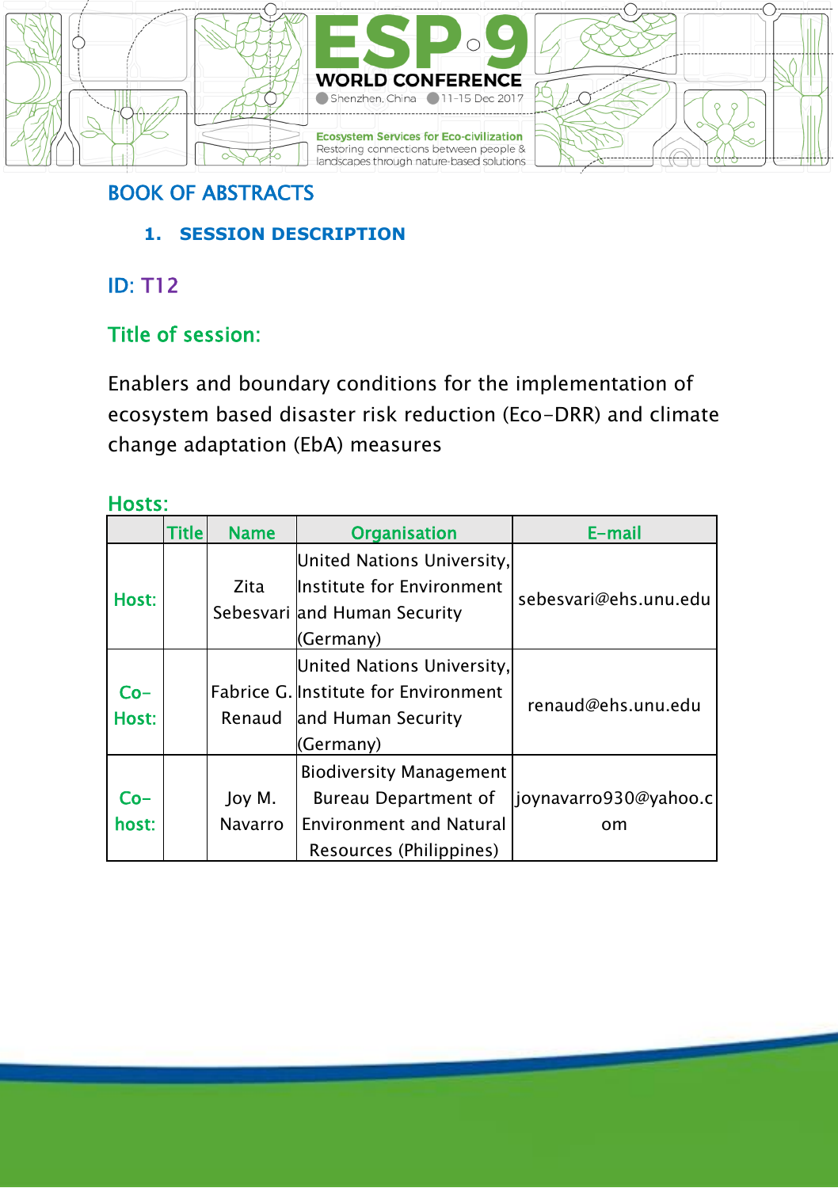# BOOK OF ABSTRACTS

## 1. SESSION DESCRIPTION

**ID:** T12

**Title of session:**

Enablers and boundary conditions for the implementation of ecosystem based disaster risk reduction (Eco-DRR) and climate change adaptation (EbA) measures

**Hosts:**

| | Title | Name | Organisation | E-mail |
|---|---|---|---|---|
| Host: | | Zita Sebesvari | United Nations University, Institute for Environment and Human Security (Germany) | sebesvari@ehs.unu.edu |
| Co-Host: | | Fabrice G. Renaud | United Nations University, Institute for Environment and Human Security (Germany) | renaud@ehs.unu.edu |
| Co-host: | | Joy M. Navarro | Biodiversity Management Bureau Department of Environment and Natural Resources (Philippines) | joynavarro930@yahoo.com |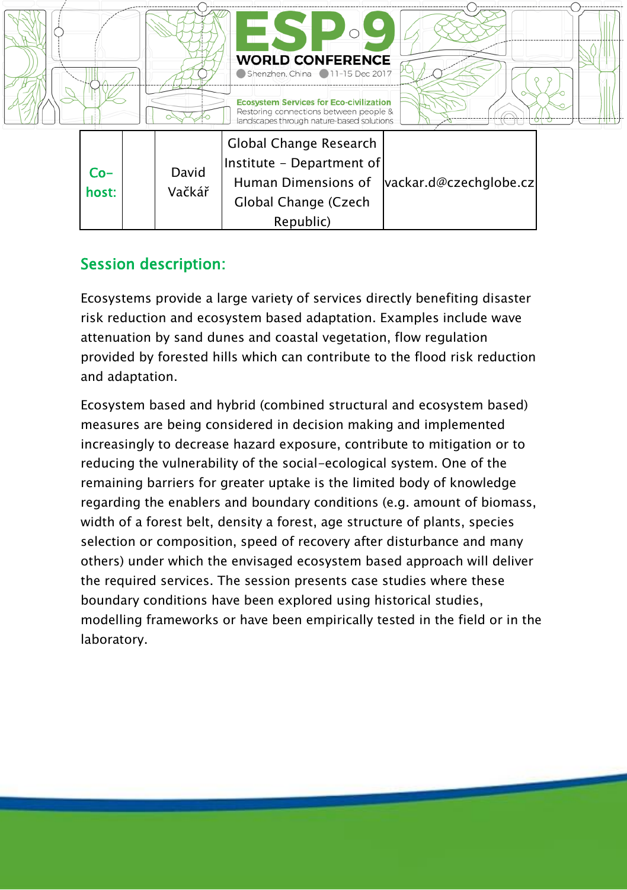| Co-host: | | David Vačkář | Global Change Research Institute - Department of Human Dimensions of Global Change (Czech Republic) | vackar.d@czechglobe.cz |
|---|---|---|---|---|

## Session description:

Ecosystems provide a large variety of services directly benefiting disaster risk reduction and ecosystem based adaptation. Examples include wave attenuation by sand dunes and coastal vegetation, flow regulation provided by forested hills which can contribute to the flood risk reduction and adaptation.

Ecosystem based and hybrid (combined structural and ecosystem based) measures are being considered in decision making and implemented increasingly to decrease hazard exposure, contribute to mitigation or to reducing the vulnerability of the social-ecological system. One of the remaining barriers for greater uptake is the limited body of knowledge regarding the enablers and boundary conditions (e.g. amount of biomass, width of a forest belt, density a forest, age structure of plants, species selection or composition, speed of recovery after disturbance and many others) under which the envisaged ecosystem based approach will deliver the required services. The session presents case studies where these boundary conditions have been explored using historical studies, modelling frameworks or have been empirically tested in the field or in the laboratory.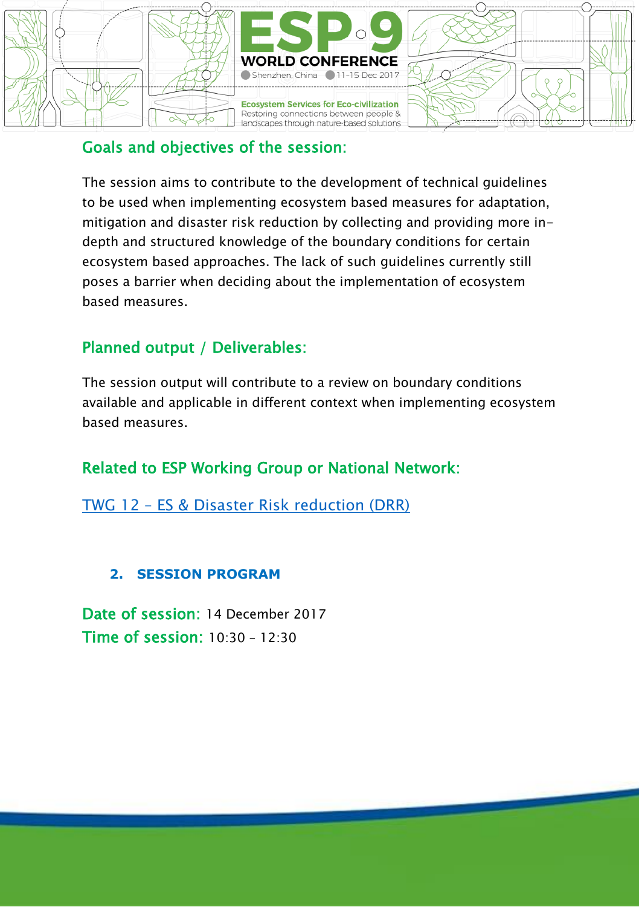## Goals and objectives of the session:

The session aims to contribute to the development of technical guidelines to be used when implementing ecosystem based measures for adaptation, mitigation and disaster risk reduction by collecting and providing more in-depth and structured knowledge of the boundary conditions for certain ecosystem based approaches. The lack of such guidelines currently still poses a barrier when deciding about the implementation of ecosystem based measures.

## Planned output / Deliverables:

The session output will contribute to a review on boundary conditions available and applicable in different context when implementing ecosystem based measures.

## Related to ESP Working Group or National Network:

TWG 12 – ES & Disaster Risk reduction (DRR)

### 2. SESSION PROGRAM

**Date of session:** 14 December 2017
**Time of session:** 10:30 – 12:30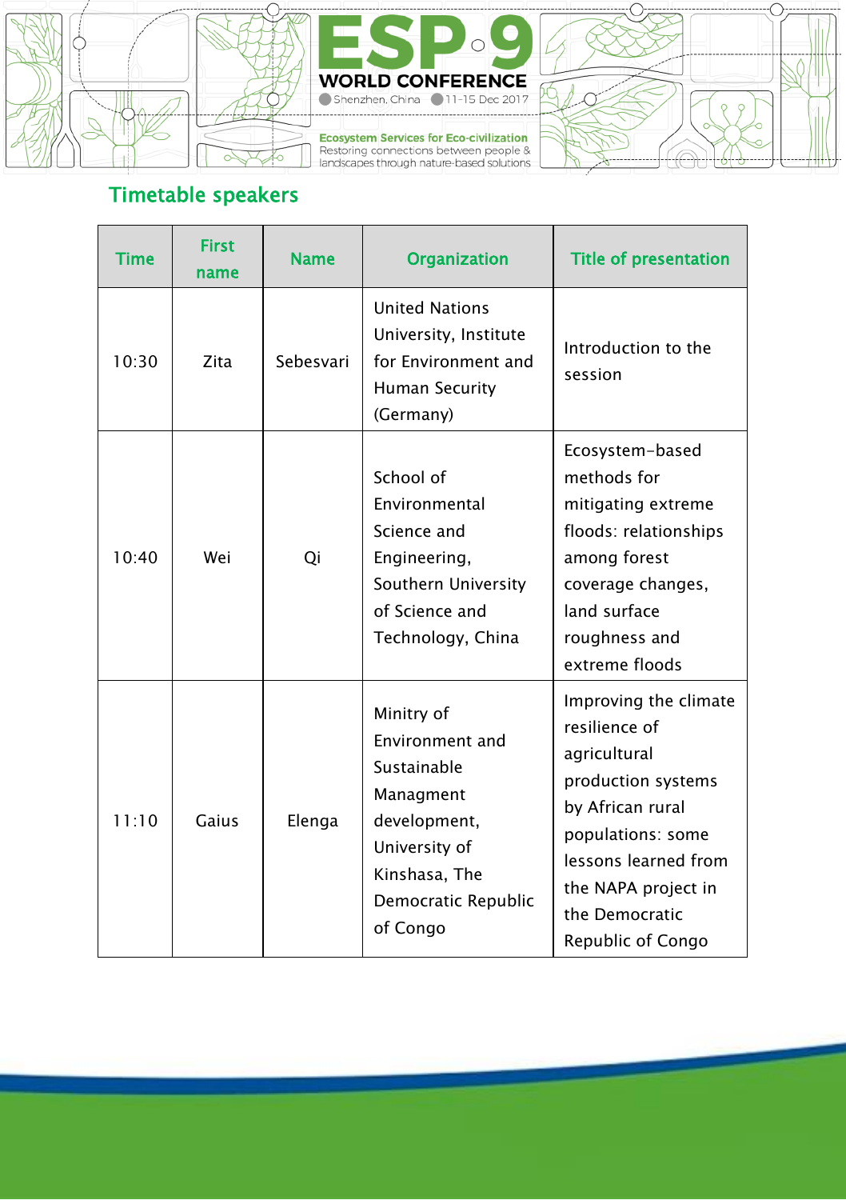## Timetable speakers

| Time | First name | Name | Organization | Title of presentation |
|---|---|---|---|---|
| 10:30 | Zita | Sebesvari | United Nations University, Institute for Environment and Human Security (Germany) | Introduction to the session |
| 10:40 | Wei | Qi | School of Environmental Science and Engineering, Southern University of Science and Technology, China | Ecosystem-based methods for mitigating extreme floods: relationships among forest coverage changes, land surface roughness and extreme floods |
| 11:10 | Gaius | Elenga | Minitry of Environment and Sustainable Managment development, University of Kinshasa, The Democratic Republic of Congo | Improving the climate resilience of agricultural production systems by African rural populations: some lessons learned from the NAPA project in the Democratic Republic of Congo |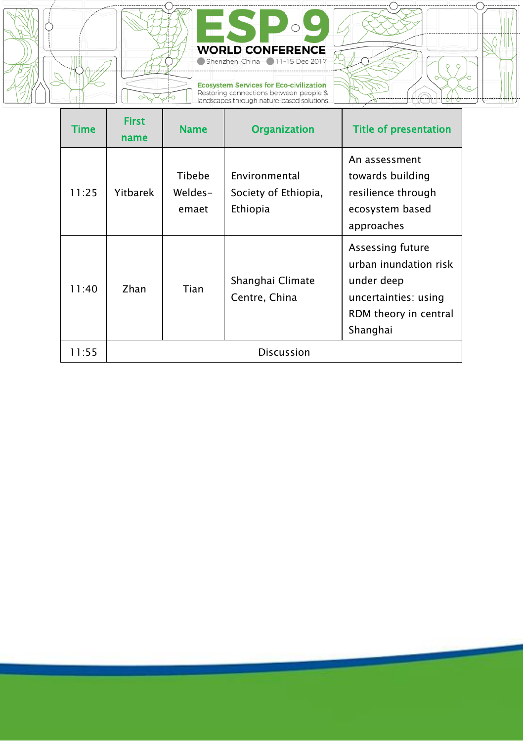| Time | First name | Name | Organization | Title of presentation |
| --- | --- | --- | --- | --- |
| 11:25 | Yitbarek | Tibebe Weldes-emaet | Environmental Society of Ethiopia, Ethiopia | An assessment towards building resilience through ecosystem based approaches |
| 11:40 | Zhan | Tian | Shanghai Climate Centre, China | Assessing future urban inundation risk under deep uncertainties: using RDM theory in central Shanghai |
| 11:55 | Discussion | | | |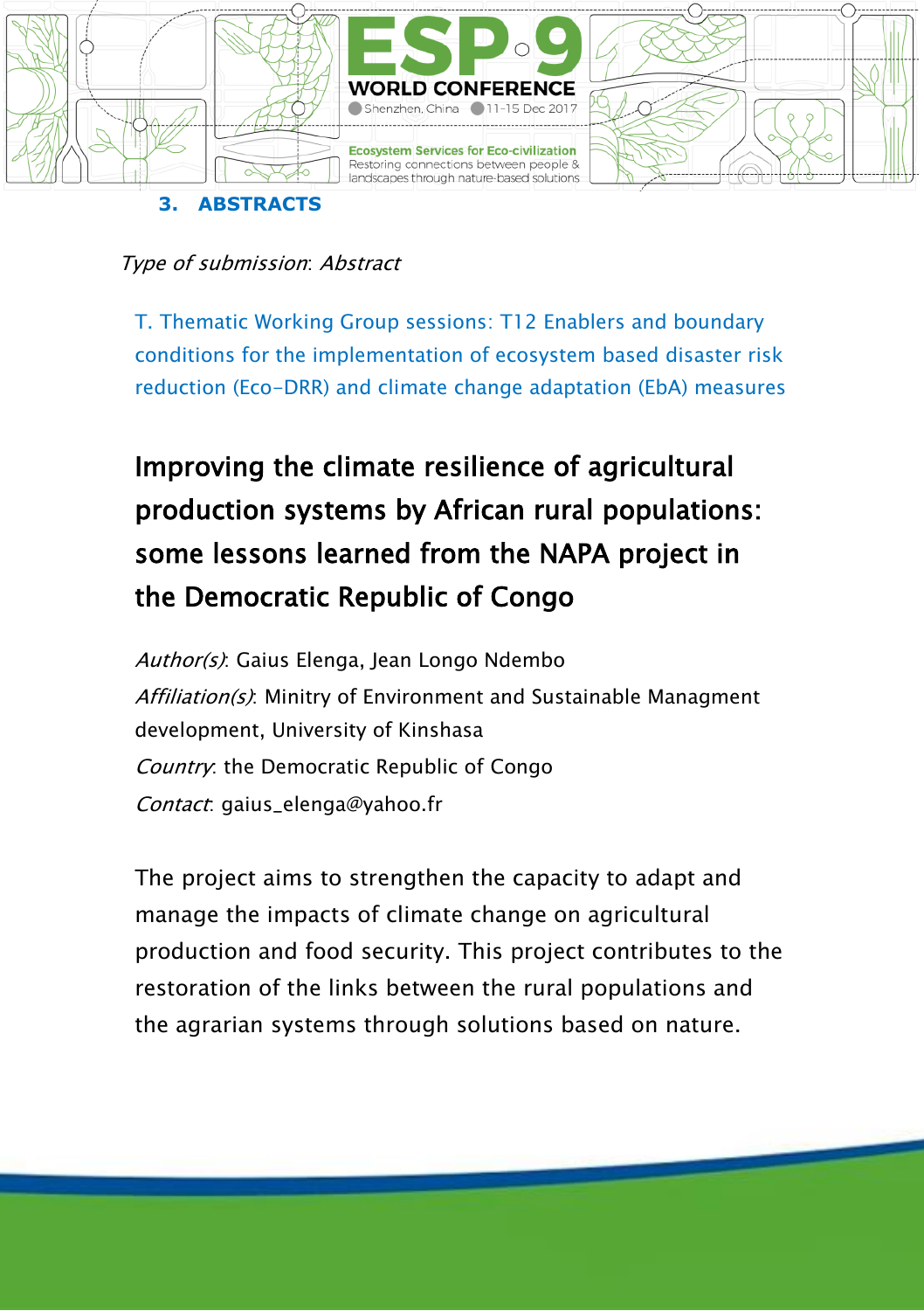## 3. ABSTRACTS

*Type of submission*: Abstract

T. Thematic Working Group sessions: T12 Enablers and boundary conditions for the implementation of ecosystem based disaster risk reduction (Eco-DRR) and climate change adaptation (EbA) measures

# Improving the climate resilience of agricultural production systems by African rural populations: some lessons learned from the NAPA project in the Democratic Republic of Congo

*Author(s)*: Gaius Elenga, Jean Longo Ndembo

*Affiliation(s)*: Minitry of Environment and Sustainable Managment development, University of Kinshasa

*Country*: the Democratic Republic of Congo

*Contact*: gaius_elenga@yahoo.fr

The project aims to strengthen the capacity to adapt and manage the impacts of climate change on agricultural production and food security. This project contributes to the restoration of the links between the rural populations and the agrarian systems through solutions based on nature.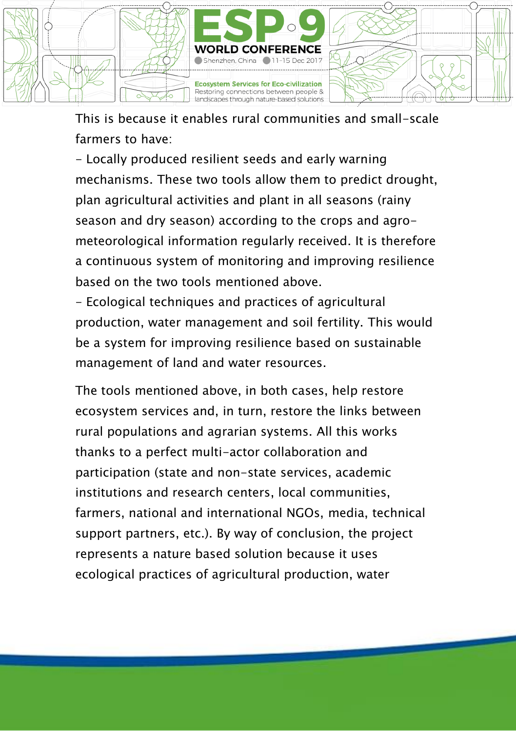This is because it enables rural communities and small-scale farmers to have:

- Locally produced resilient seeds and early warning mechanisms. These two tools allow them to predict drought, plan agricultural activities and plant in all seasons (rainy season and dry season) according to the crops and agro-meteorological information regularly received. It is therefore a continuous system of monitoring and improving resilience based on the two tools mentioned above.
- Ecological techniques and practices of agricultural production, water management and soil fertility. This would be a system for improving resilience based on sustainable management of land and water resources.

The tools mentioned above, in both cases, help restore ecosystem services and, in turn, restore the links between rural populations and agrarian systems. All this works thanks to a perfect multi-actor collaboration and participation (state and non-state services, academic institutions and research centers, local communities, farmers, national and international NGOs, media, technical support partners, etc.). By way of conclusion, the project represents a nature based solution because it uses ecological practices of agricultural production, water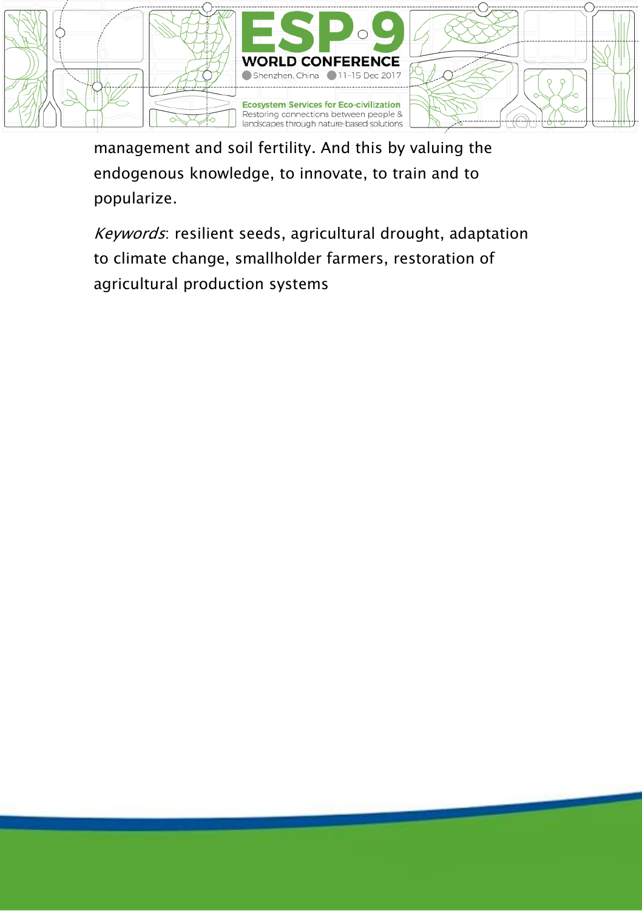management and soil fertility. And this by valuing the endogenous knowledge, to innovate, to train and to popularize.

*Keywords*: resilient seeds, agricultural drought, adaptation to climate change, smallholder farmers, restoration of agricultural production systems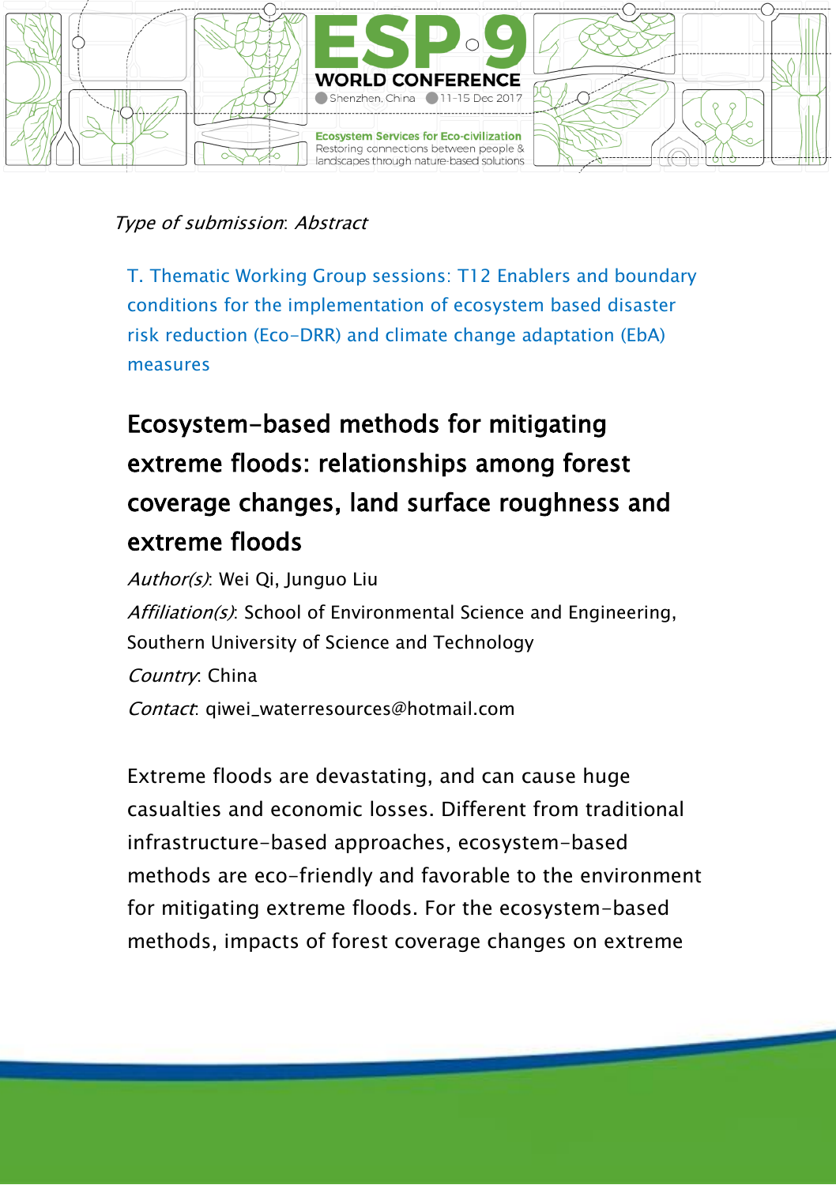*Type of submission*: Abstract

T. Thematic Working Group sessions: T12 Enablers and boundary conditions for the implementation of ecosystem based disaster risk reduction (Eco-DRR) and climate change adaptation (EbA) measures

# Ecosystem-based methods for mitigating extreme floods: relationships among forest coverage changes, land surface roughness and extreme floods

*Author(s)*: Wei Qi, Junguo Liu

*Affiliation(s)*: School of Environmental Science and Engineering, Southern University of Science and Technology

*Country*: China

*Contact*: qiwei_waterresources@hotmail.com

Extreme floods are devastating, and can cause huge casualties and economic losses. Different from traditional infrastructure-based approaches, ecosystem-based methods are eco-friendly and favorable to the environment for mitigating extreme floods. For the ecosystem-based methods, impacts of forest coverage changes on extreme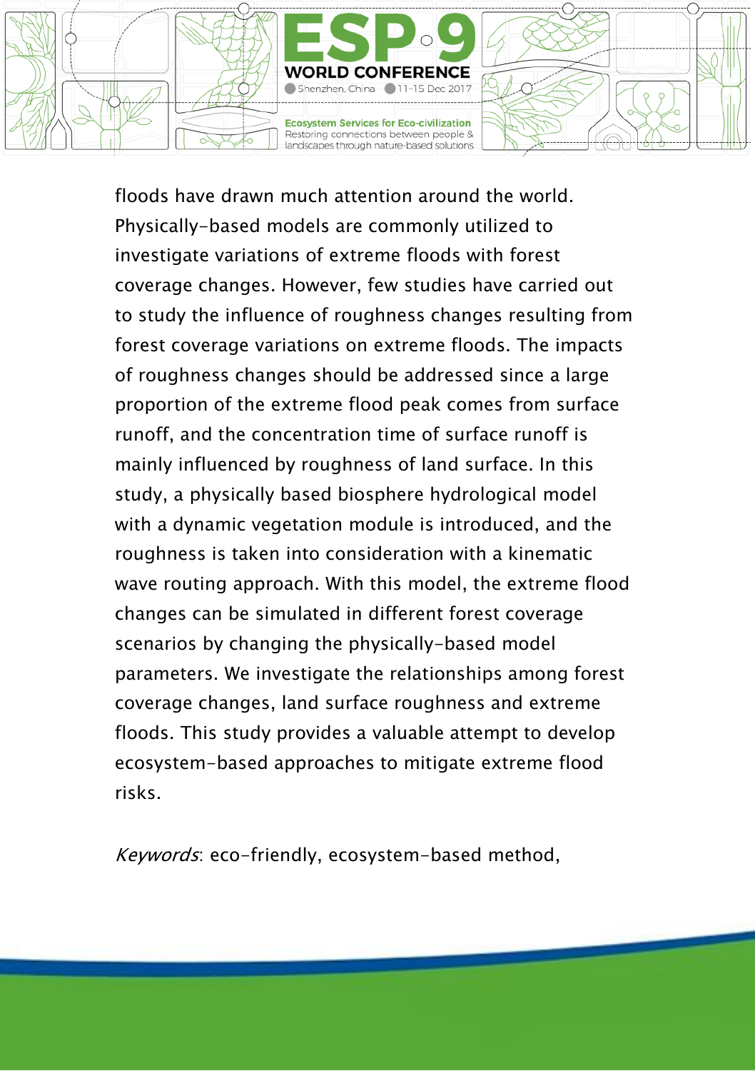floods have drawn much attention around the world. Physically-based models are commonly utilized to investigate variations of extreme floods with forest coverage changes. However, few studies have carried out to study the influence of roughness changes resulting from forest coverage variations on extreme floods. The impacts of roughness changes should be addressed since a large proportion of the extreme flood peak comes from surface runoff, and the concentration time of surface runoff is mainly influenced by roughness of land surface. In this study, a physically based biosphere hydrological model with a dynamic vegetation module is introduced, and the roughness is taken into consideration with a kinematic wave routing approach. With this model, the extreme flood changes can be simulated in different forest coverage scenarios by changing the physically-based model parameters. We investigate the relationships among forest coverage changes, land surface roughness and extreme floods. This study provides a valuable attempt to develop ecosystem-based approaches to mitigate extreme flood risks.

*Keywords*: eco-friendly, ecosystem-based method,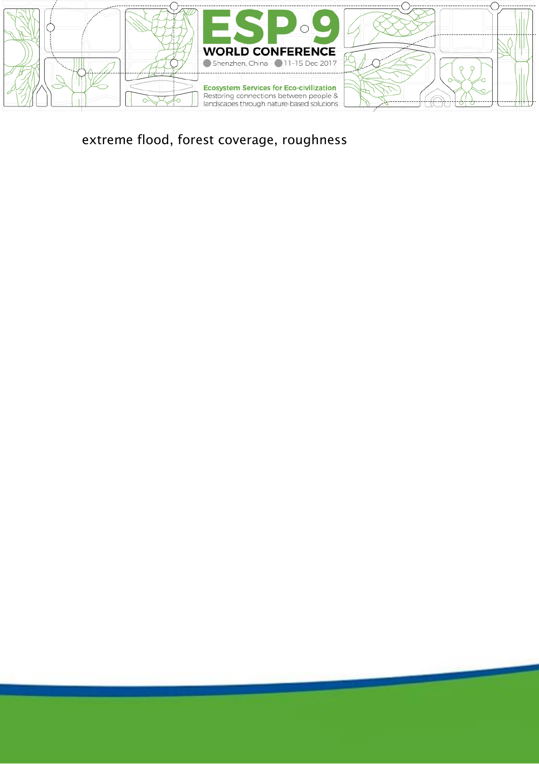extreme flood, forest coverage, roughness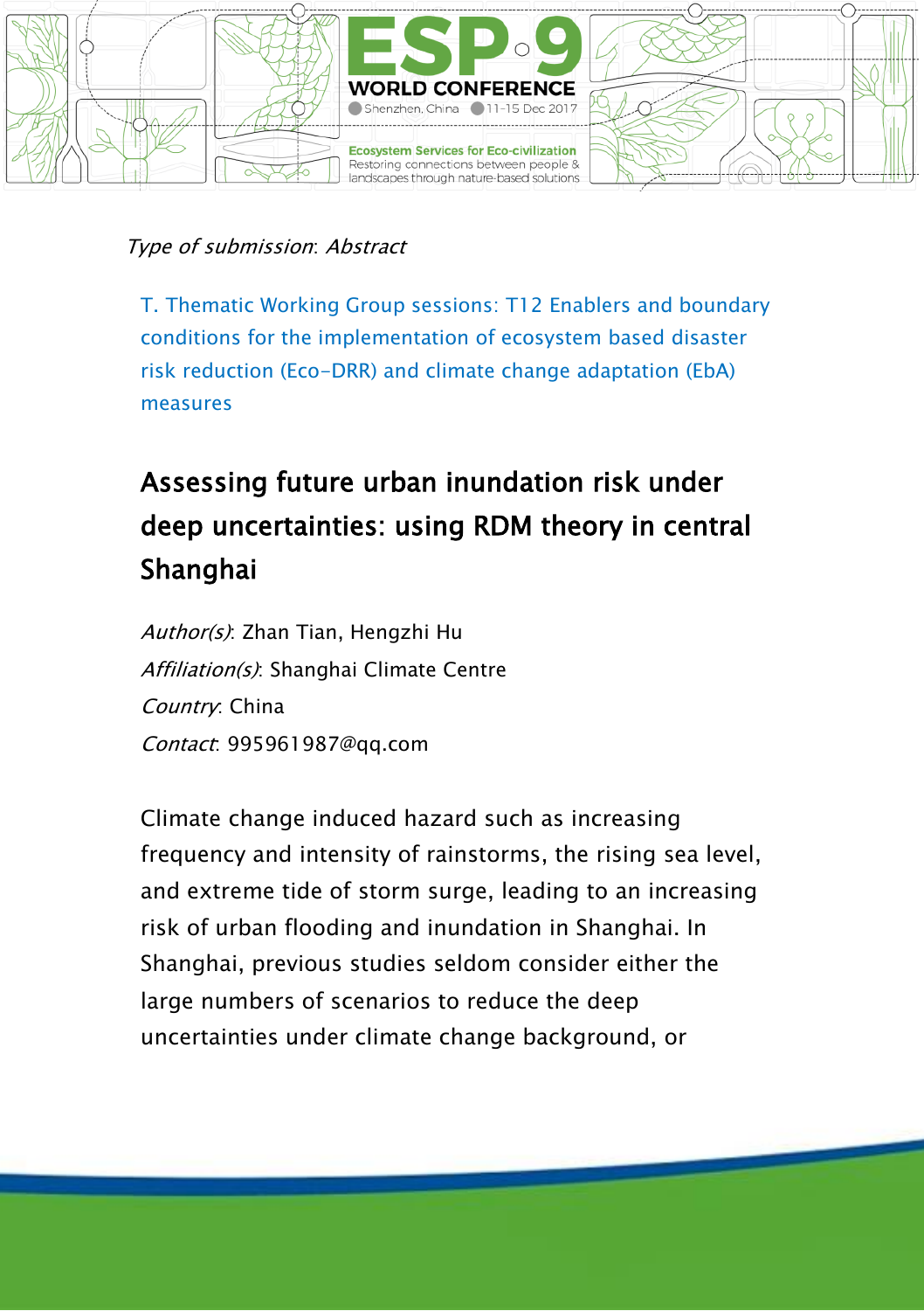*Type of submission*: Abstract

T. Thematic Working Group sessions: T12 Enablers and boundary conditions for the implementation of ecosystem based disaster risk reduction (Eco-DRR) and climate change adaptation (EbA) measures

# Assessing future urban inundation risk under deep uncertainties: using RDM theory in central Shanghai

*Author(s)*: Zhan Tian, Hengzhi Hu
*Affiliation(s)*: Shanghai Climate Centre
*Country*: China
*Contact*: 995961987@qq.com

Climate change induced hazard such as increasing frequency and intensity of rainstorms, the rising sea level, and extreme tide of storm surge, leading to an increasing risk of urban flooding and inundation in Shanghai. In Shanghai, previous studies seldom consider either the large numbers of scenarios to reduce the deep uncertainties under climate change background, or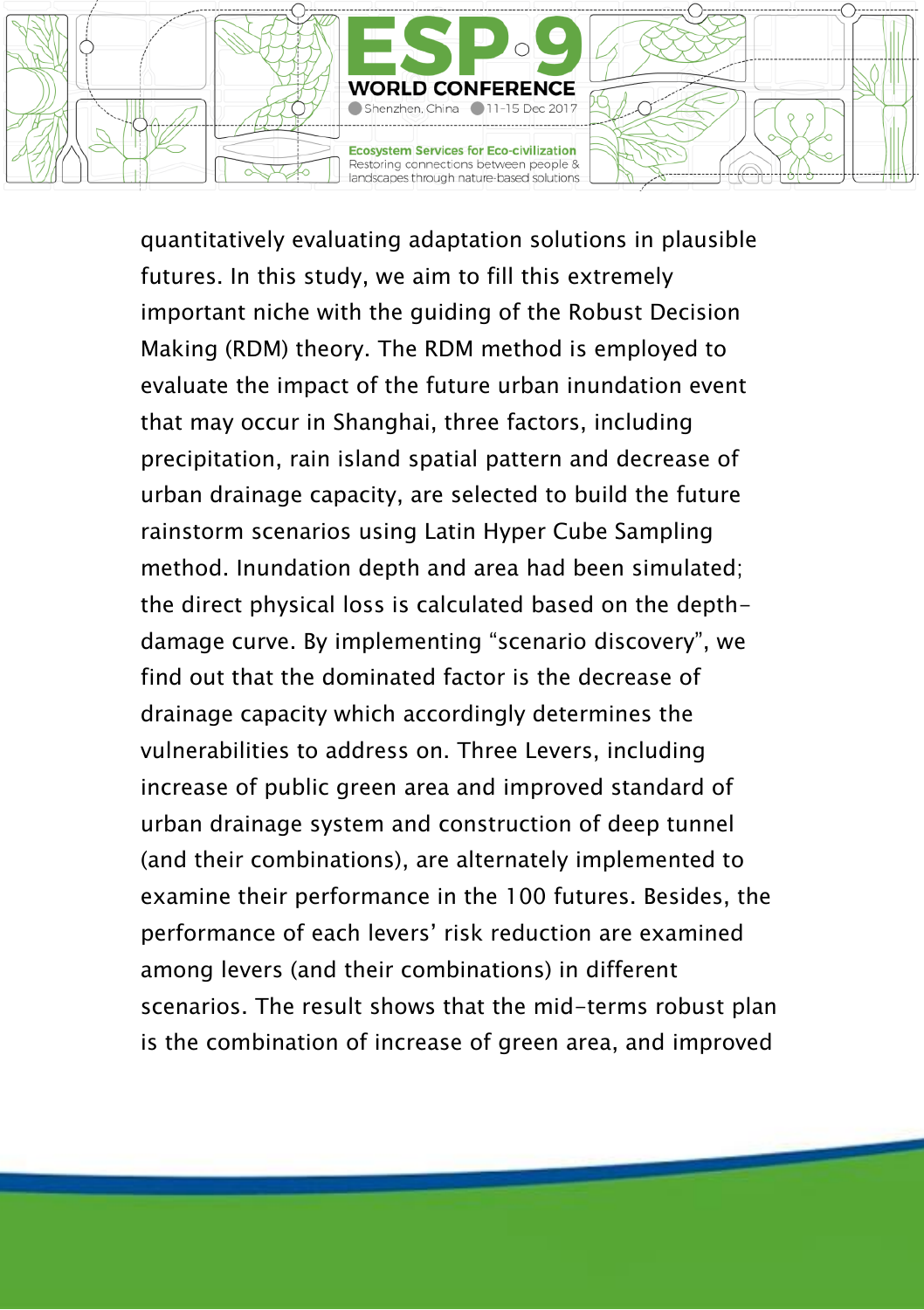quantitatively evaluating adaptation solutions in plausible futures. In this study, we aim to fill this extremely important niche with the guiding of the Robust Decision Making (RDM) theory. The RDM method is employed to evaluate the impact of the future urban inundation event that may occur in Shanghai, three factors, including precipitation, rain island spatial pattern and decrease of urban drainage capacity, are selected to build the future rainstorm scenarios using Latin Hyper Cube Sampling method. Inundation depth and area had been simulated; the direct physical loss is calculated based on the depth-damage curve. By implementing “scenario discovery”, we find out that the dominated factor is the decrease of drainage capacity which accordingly determines the vulnerabilities to address on. Three Levers, including increase of public green area and improved standard of urban drainage system and construction of deep tunnel (and their combinations), are alternately implemented to examine their performance in the 100 futures. Besides, the performance of each levers’ risk reduction are examined among levers (and their combinations) in different scenarios. The result shows that the mid-terms robust plan is the combination of increase of green area, and improved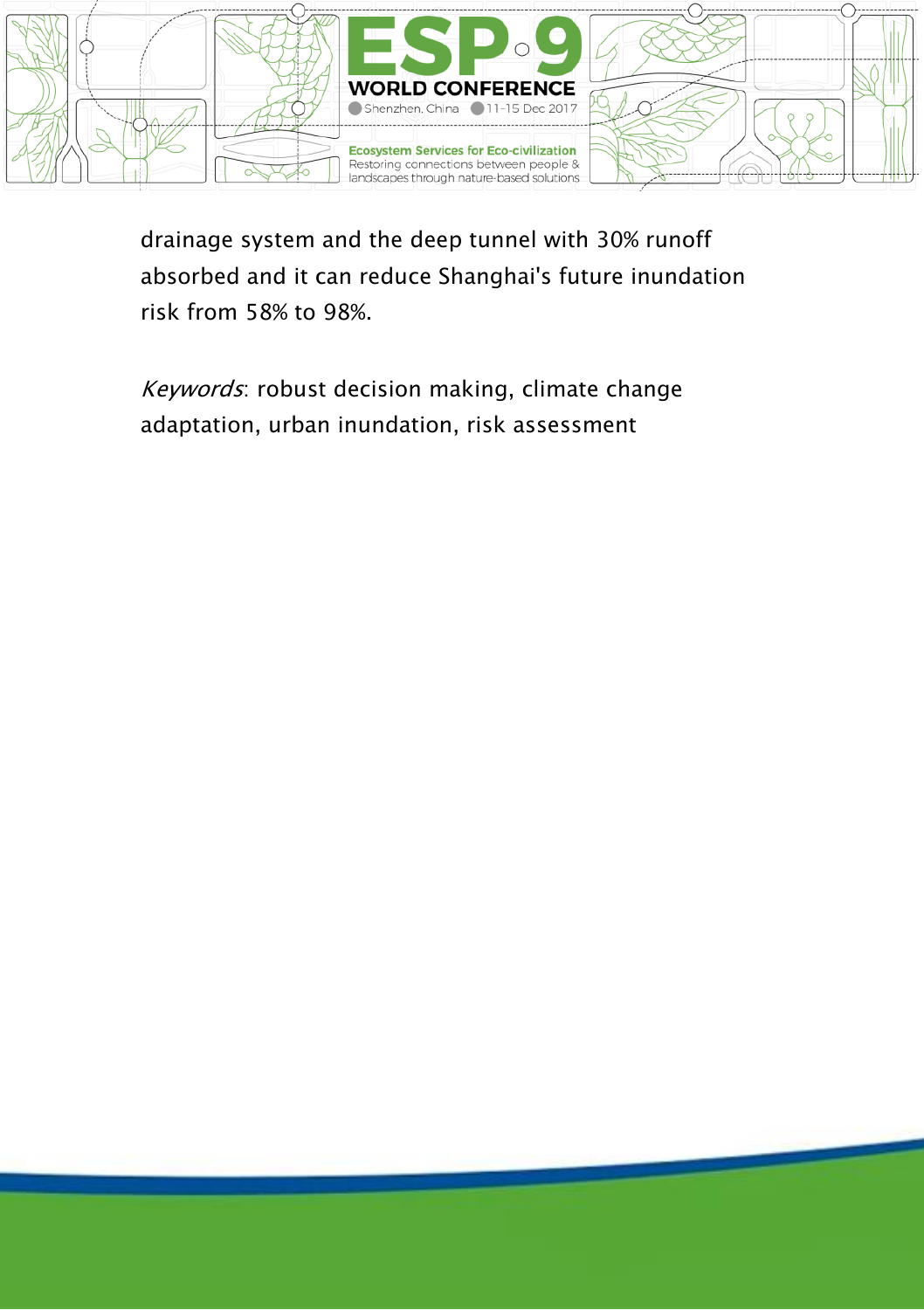drainage system and the deep tunnel with 30% runoff absorbed and it can reduce Shanghai's future inundation risk from 58% to 98%.

*Keywords*: robust decision making, climate change adaptation, urban inundation, risk assessment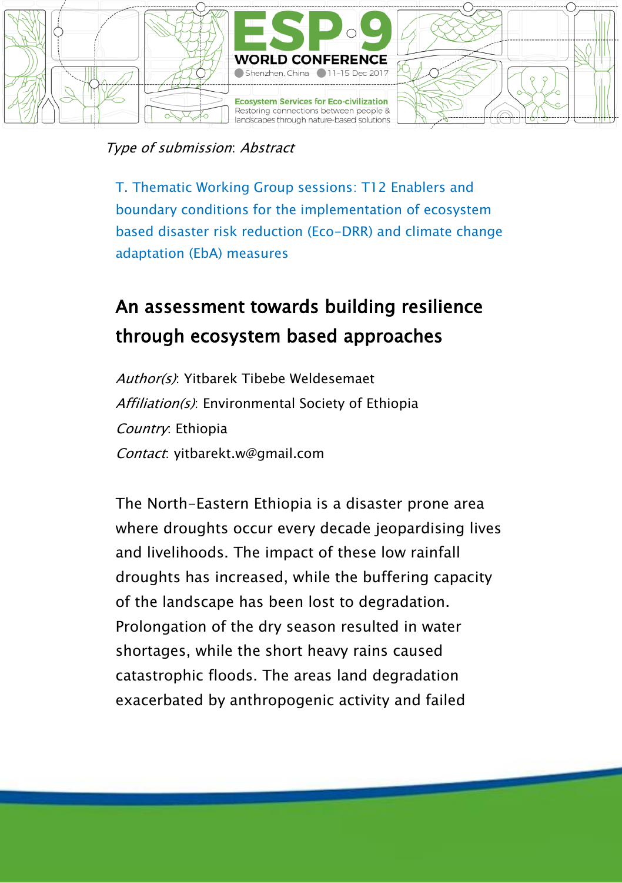*Type of submission*: *Abstract*

T. Thematic Working Group sessions: T12 Enablers and boundary conditions for the implementation of ecosystem based disaster risk reduction (Eco-DRR) and climate change adaptation (EbA) measures

## An assessment towards building resilience through ecosystem based approaches

*Author(s)*: Yitbarek Tibebe Weldesemaet

*Affiliation(s)*: Environmental Society of Ethiopia

*Country*: Ethiopia

*Contact*: yitbarekt.w@gmail.com

The North-Eastern Ethiopia is a disaster prone area where droughts occur every decade jeopardising lives and livelihoods. The impact of these low rainfall droughts has increased, while the buffering capacity of the landscape has been lost to degradation. Prolongation of the dry season resulted in water shortages, while the short heavy rains caused catastrophic floods. The areas land degradation exacerbated by anthropogenic activity and failed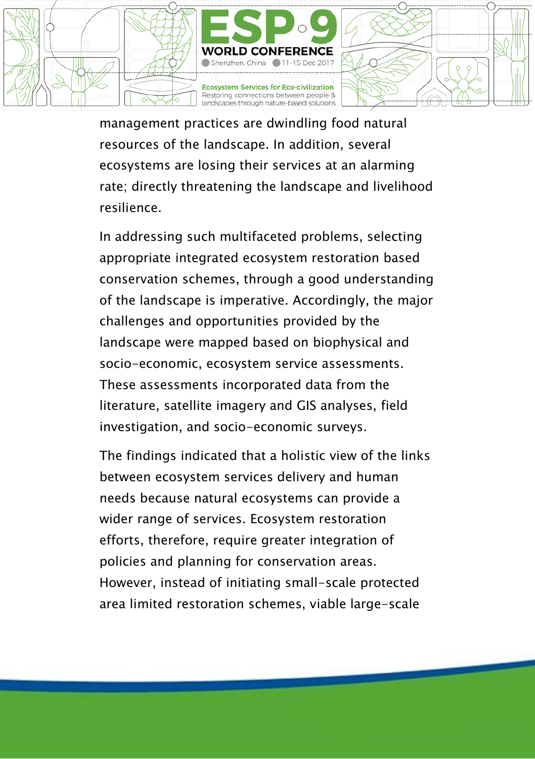management practices are dwindling food natural resources of the landscape. In addition, several ecosystems are losing their services at an alarming rate; directly threatening the landscape and livelihood resilience.

In addressing such multifaceted problems, selecting appropriate integrated ecosystem restoration based conservation schemes, through a good understanding of the landscape is imperative. Accordingly, the major challenges and opportunities provided by the landscape were mapped based on biophysical and socio-economic, ecosystem service assessments. These assessments incorporated data from the literature, satellite imagery and GIS analyses, field investigation, and socio-economic surveys.

The findings indicated that a holistic view of the links between ecosystem services delivery and human needs because natural ecosystems can provide a wider range of services. Ecosystem restoration efforts, therefore, require greater integration of policies and planning for conservation areas. However, instead of initiating small-scale protected area limited restoration schemes, viable large-scale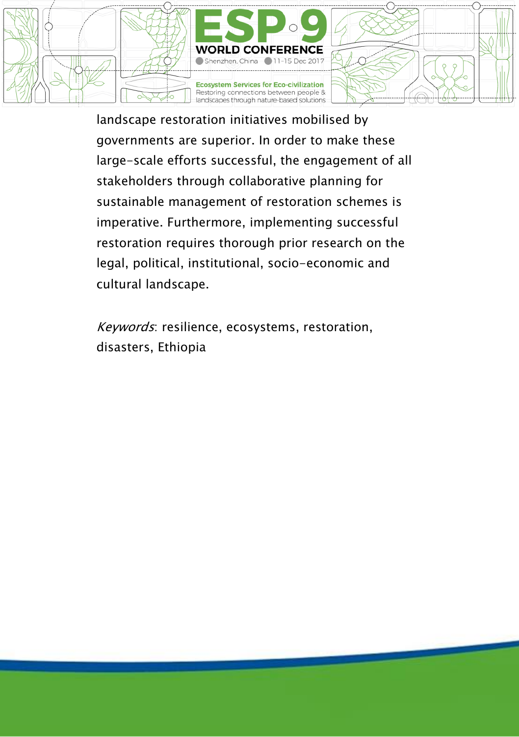landscape restoration initiatives mobilised by governments are superior. In order to make these large-scale efforts successful, the engagement of all stakeholders through collaborative planning for sustainable management of restoration schemes is imperative. Furthermore, implementing successful restoration requires thorough prior research on the legal, political, institutional, socio-economic and cultural landscape.

*Keywords*: resilience, ecosystems, restoration, disasters, Ethiopia